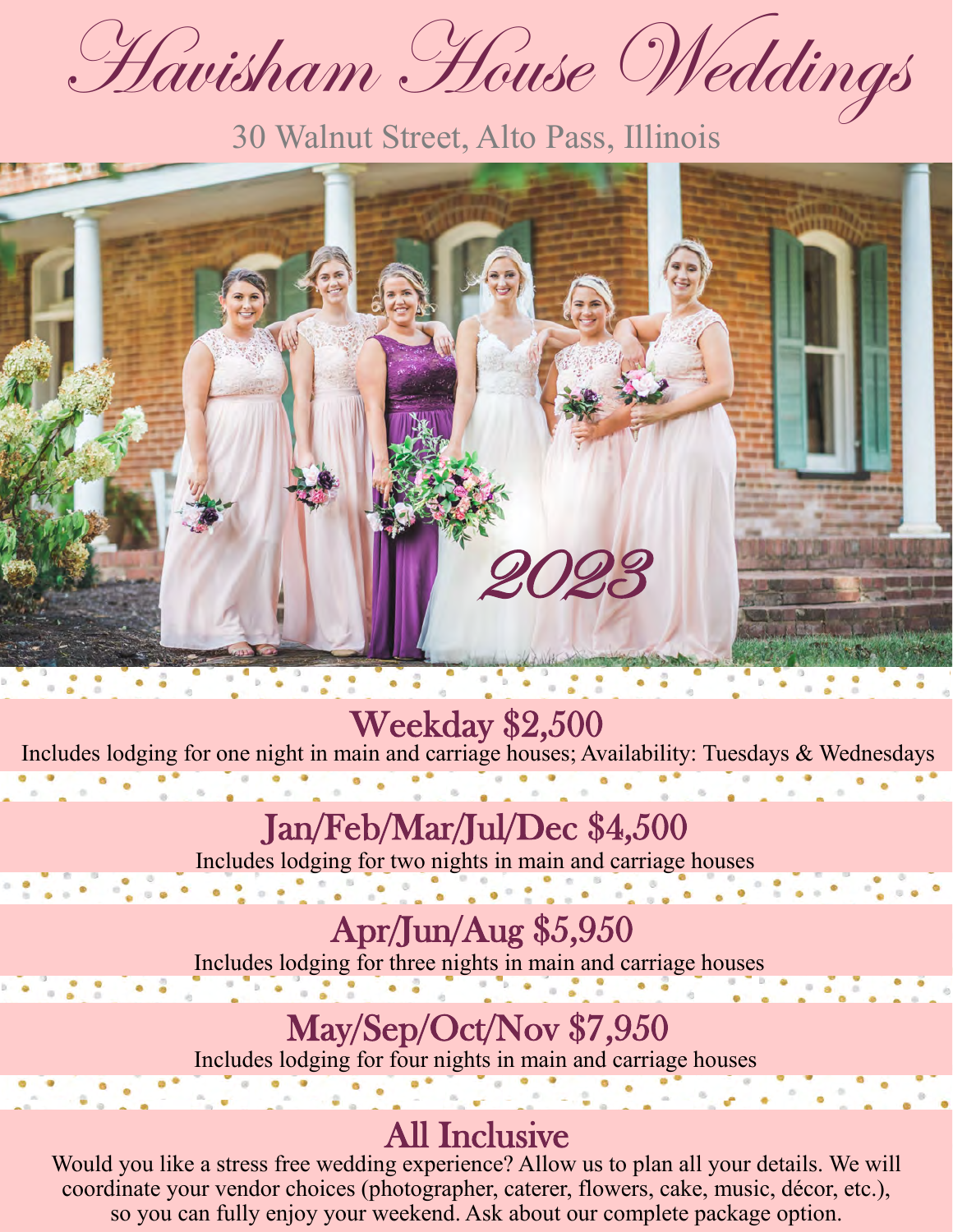# Havisham House Weddings

30 Walnut Street, Alto Pass, Illinois

2023

## Weekday $2,500

Includes lodging for one night in main and carriage houses; Availability: Tuesdays & Wednesdays

## Jan/Feb/Mar/Jul/Dec $4,500

Includes lodging for two nights in main and carriage houses

## Apr/Jun/Aug $5,950

Includes lodging for three nights in main and carriage houses

## May/Sep/Oct/Nov $7,950

Includes lodging for four nights in main and carriage houses

## All Inclusive

Would you like a stress free wedding experience? Allow us to plan all your details. We will coordinate your vendor choices (photographer, caterer, flowers, cake, music, décor, etc.), so you can fully enjoy your weekend. Ask about our complete package option.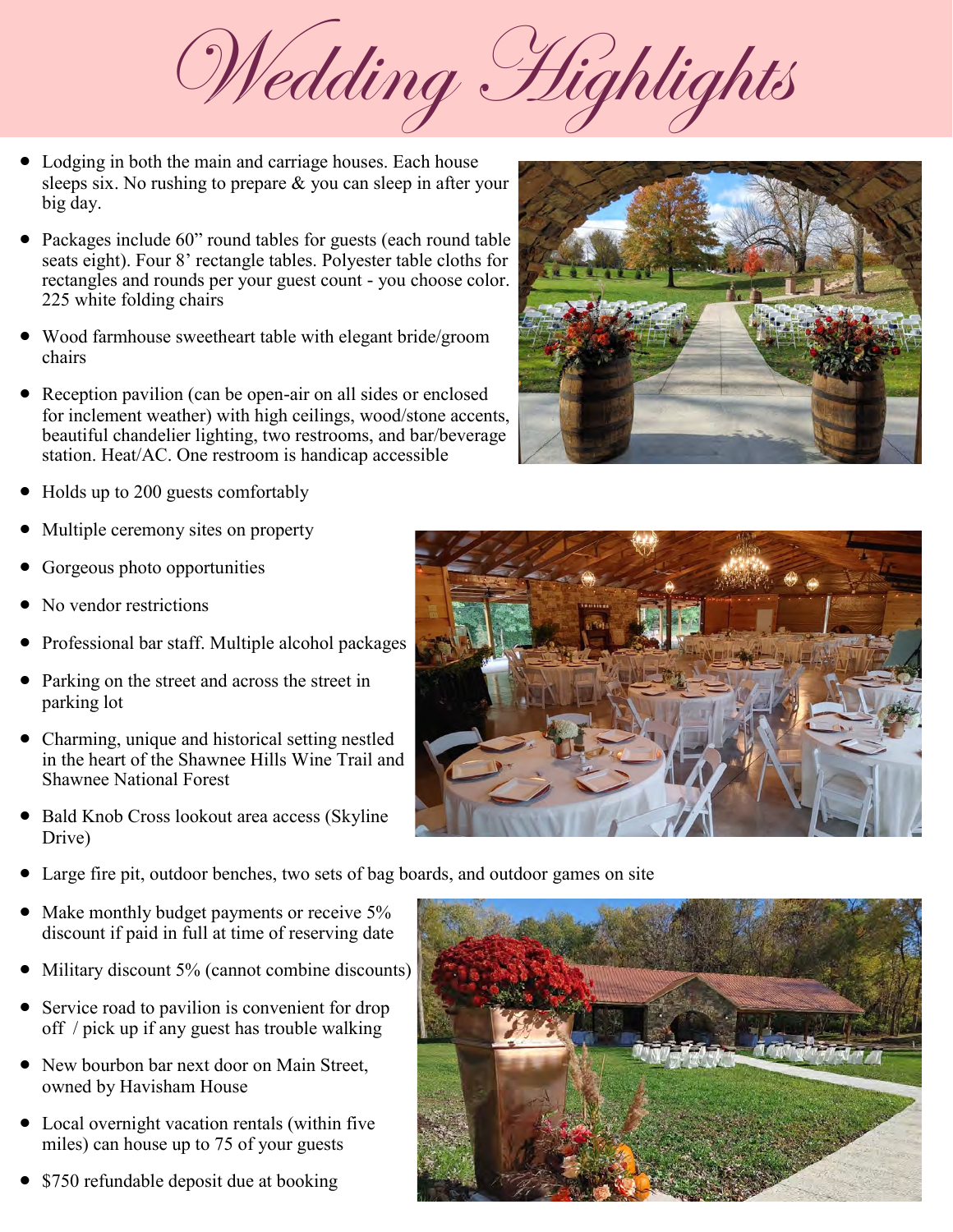# Wedding Highlights

- Lodging in both the main and carriage houses. Each house sleeps six. No rushing to prepare & you can sleep in after your big day.
- Packages include 60" round tables for guests (each round table seats eight). Four 8' rectangle tables. Polyester table cloths for rectangles and rounds per your guest count - you choose color. 225 white folding chairs
- Wood farmhouse sweetheart table with elegant bride/groom chairs
- Reception pavilion (can be open-air on all sides or enclosed for inclement weather) with high ceilings, wood/stone accents, beautiful chandelier lighting, two restrooms, and bar/beverage station. Heat/AC. One restroom is handicap accessible
- Holds up to 200 guests comfortably
- Multiple ceremony sites on property
- Gorgeous photo opportunities
- No vendor restrictions
- Professional bar staff. Multiple alcohol packages
- Parking on the street and across the street in parking lot
- Charming, unique and historical setting nestled in the heart of the Shawnee Hills Wine Trail and Shawnee National Forest
- Bald Knob Cross lookout area access (Skyline Drive)
- Large fire pit, outdoor benches, two sets of bag boards, and outdoor games on site
- Make monthly budget payments or receive 5% discount if paid in full at time of reserving date
- Military discount 5% (cannot combine discounts)
- Service road to pavilion is convenient for drop off / pick up if any guest has trouble walking
- New bourbon bar next door on Main Street, owned by Havisham House
- Local overnight vacation rentals (within five miles) can house up to 75 of your guests
- $750 refundable deposit due at booking